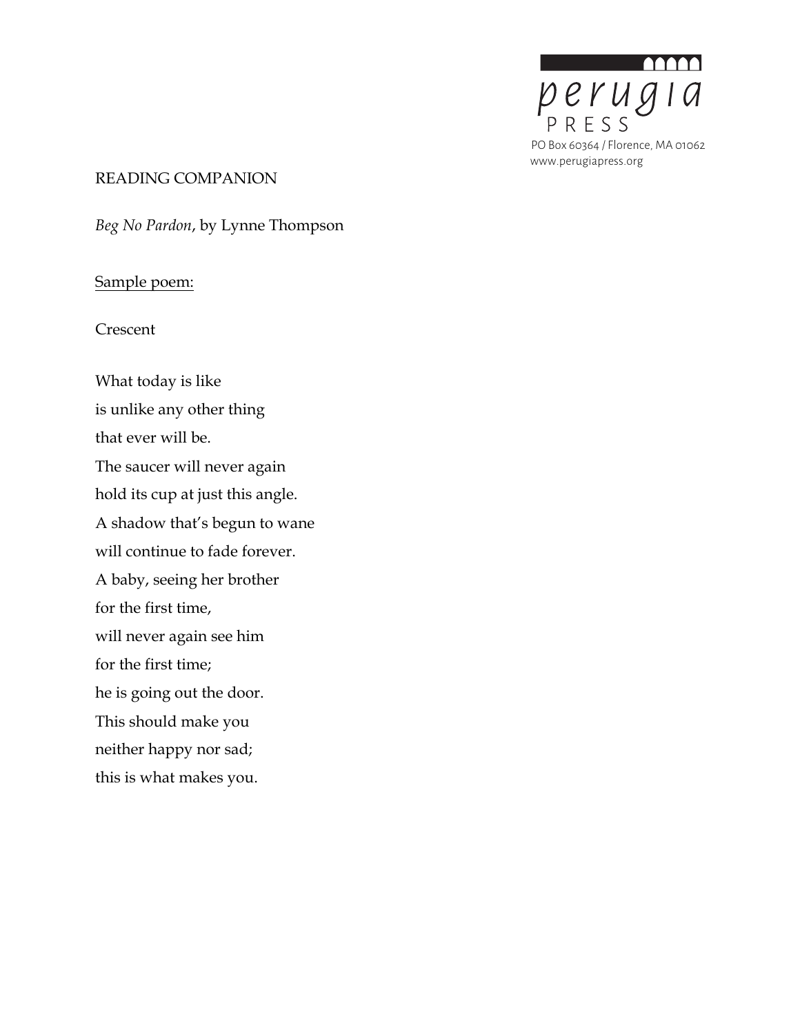perugia PRESS

PO Box 60364 / Florence, MA 01062
www.perugiapress.org

READING COMPANION

*Beg No Pardon*, by Lynne Thompson

Sample poem:

Crescent

What today is like  
is unlike any other thing  
that ever will be.  
The saucer will never again  
hold its cup at just this angle.  
A shadow that's begun to wane  
will continue to fade forever.  
A baby, seeing her brother  
for the first time,  
will never again see him  
for the first time;  
he is going out the door.  
This should make you  
neither happy nor sad;  
this is what makes you.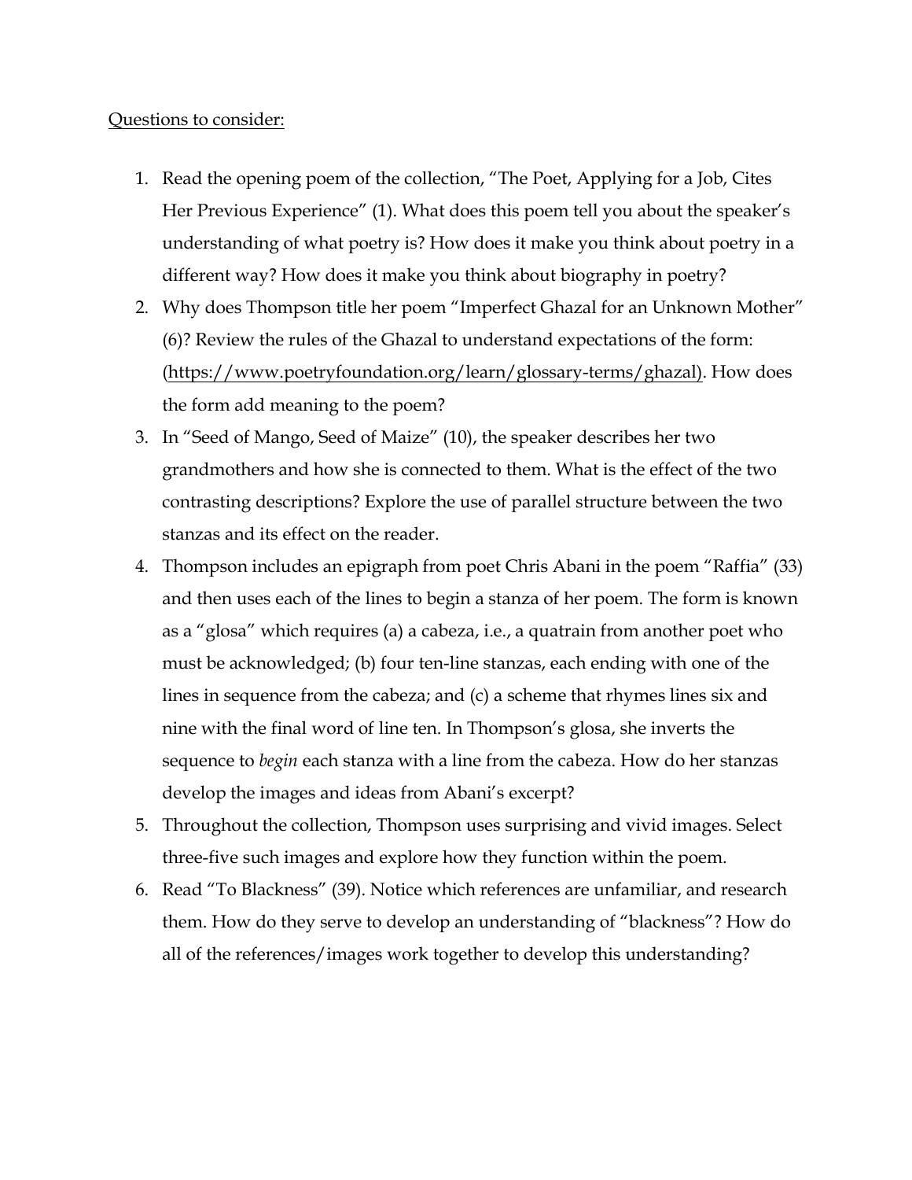<u>Questions to consider:</u>

1. Read the opening poem of the collection, "The Poet, Applying for a Job, Cites Her Previous Experience" (1). What does this poem tell you about the speaker's understanding of what poetry is? How does it make you think about poetry in a different way? How does it make you think about biography in poetry?
2. Why does Thompson title her poem "Imperfect Ghazal for an Unknown Mother" (6)? Review the rules of the Ghazal to understand expectations of the form: (https://www.poetryfoundation.org/learn/glossary-terms/ghazal). How does the form add meaning to the poem?
3. In "Seed of Mango, Seed of Maize" (10), the speaker describes her two grandmothers and how she is connected to them. What is the effect of the two contrasting descriptions? Explore the use of parallel structure between the two stanzas and its effect on the reader.
4. Thompson includes an epigraph from poet Chris Abani in the poem "Raffia" (33) and then uses each of the lines to begin a stanza of her poem. The form is known as a "glosa" which requires (a) a cabeza, i.e., a quatrain from another poet who must be acknowledged; (b) four ten-line stanzas, each ending with one of the lines in sequence from the cabeza; and (c) a scheme that rhymes lines six and nine with the final word of line ten. In Thompson's glosa, she inverts the sequence to *begin* each stanza with a line from the cabeza. How do her stanzas develop the images and ideas from Abani's excerpt?
5. Throughout the collection, Thompson uses surprising and vivid images. Select three-five such images and explore how they function within the poem.
6. Read "To Blackness" (39). Notice which references are unfamiliar, and research them. How do they serve to develop an understanding of "blackness"? How do all of the references/images work together to develop this understanding?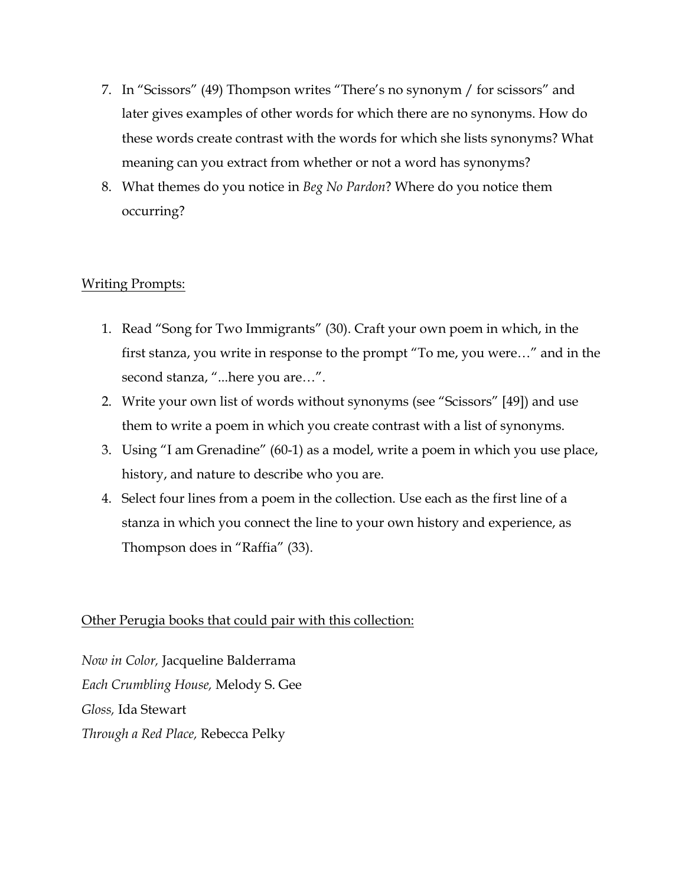7. In "Scissors" (49) Thompson writes "There's no synonym / for scissors" and later gives examples of other words for which there are no synonyms. How do these words create contrast with the words for which she lists synonyms? What meaning can you extract from whether or not a word has synonyms?
8. What themes do you notice in *Beg No Pardon*? Where do you notice them occurring?

<u>Writing Prompts:</u>

1. Read "Song for Two Immigrants" (30). Craft your own poem in which, in the first stanza, you write in response to the prompt "To me, you were…" and in the second stanza, "...here you are…".
2. Write your own list of words without synonyms (see "Scissors" [49]) and use them to write a poem in which you create contrast with a list of synonyms.
3. Using "I am Grenadine" (60-1) as a model, write a poem in which you use place, history, and nature to describe who you are.
4. Select four lines from a poem in the collection. Use each as the first line of a stanza in which you connect the line to your own history and experience, as Thompson does in "Raffia" (33).

<u>Other Perugia books that could pair with this collection:</u>

*Now in Color,* Jacqueline Balderrama
*Each Crumbling House,* Melody S. Gee
*Gloss,* Ida Stewart
*Through a Red Place,* Rebecca Pelky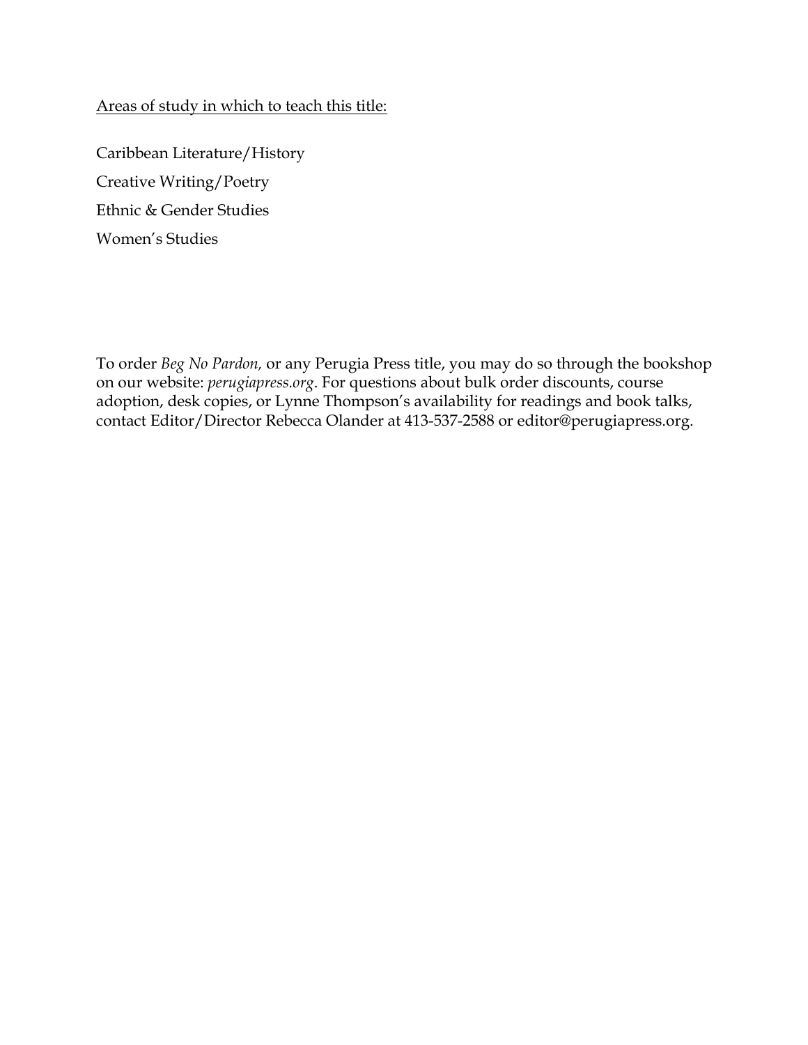<u>Areas of study in which to teach this title:</u>

Caribbean Literature/History

Creative Writing/Poetry

Ethnic & Gender Studies

Women's Studies

To order *Beg No Pardon,* or any Perugia Press title, you may do so through the bookshop on our website: *perugiapress.org*. For questions about bulk order discounts, course adoption, desk copies, or Lynne Thompson's availability for readings and book talks, contact Editor/Director Rebecca Olander at 413-537-2588 or editor@perugiapress.org.